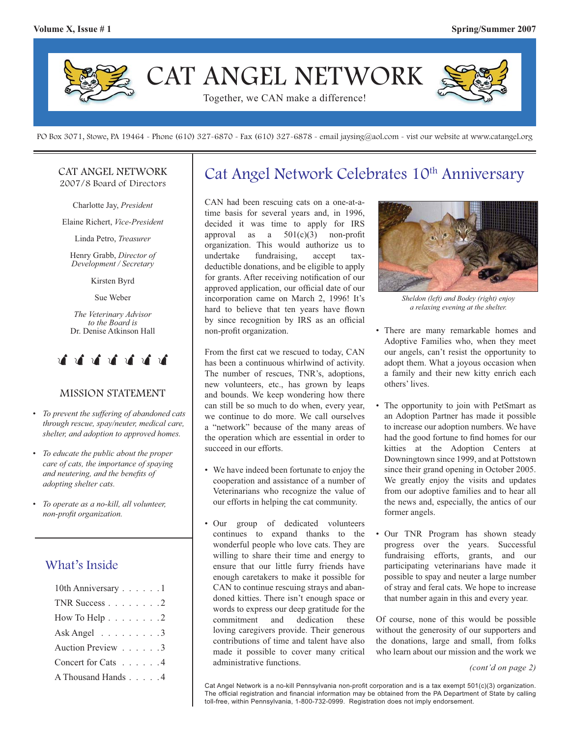# CAT ANGEL NETWORK

Together, we CAN make a difference!

PO Box 3071, Stowe, PA 19464 ~ Phone (610) 327-6870 ~ Fax (610) 327-6878 ~ email jaysing@aol.com ~ vist our website at www.catangel.org

## CAT ANGEL NETWORK
2007/8 Board of Directors

Charlotte Jay, *President*

Elaine Richert, *Vice-President*

Linda Petro, *Treasurer*

Henry Grabb, *Director of Development / Secretary*

Kirsten Byrd

Sue Weber

*The Veterinary Advisor to the Board is*
Dr. Denise Atkinson Hall

### MISSION STATEMENT

- *To prevent the suffering of abandoned cats through rescue, spay/neuter, medical care, shelter, and adoption to approved homes.*
- *To educate the public about the proper care of cats, the importance of spaying and neutering, and the benefits of adopting shelter cats.*
- *To operate as a no-kill, all volunteer, non-profit organization.*

### What's Inside

- 10th Anniversary . . . . . .1
- TNR Success . . . . . . . .2
- How To Help . . . . . . . .2
- Ask Angel . . . . . . . . .3
- Auction Preview . . . . . .3
- Concert for Cats . . . . . .4
- A Thousand Hands . . . . .4

## Cat Angel Network Celebrates 10th Anniversary

CAN had been rescuing cats on a one-at-a-time basis for several years and, in 1996, decided it was time to apply for IRS approval as a 501(c)(3) non-profit organization. This would authorize us to undertake fundraising, accept tax-deductible donations, and be eligible to apply for grants. After receiving notification of our approved application, our official date of our incorporation came on March 2, 1996! It's hard to believe that ten years have flown by since recognition by IRS as an official non-profit organization.

From the first cat we rescued to today, CAN has been a continuous whirlwind of activity. The number of rescues, TNR's, adoptions, new volunteers, etc., has grown by leaps and bounds. We keep wondering how there can still be so much to do when, every year, we continue to do more. We call ourselves a "network" because of the many areas of the operation which are essential in order to succeed in our efforts.

- We have indeed been fortunate to enjoy the cooperation and assistance of a number of Veterinarians who recognize the value of our efforts in helping the cat community.
- Our group of dedicated volunteers continues to expand thanks to the wonderful people who love cats. They are willing to share their time and energy to ensure that our little furry friends have enough caretakers to make it possible for CAN to continue rescuing strays and abandoned kitties. There isn't enough space or words to express our deep gratitude for the commitment and dedication these loving caregivers provide. Their generous contributions of time and talent have also made it possible to cover many critical administrative functions.

*Sheldon (left) and Bodey (right) enjoy a relaxing evening at the shelter.*

- There are many remarkable homes and Adoptive Families who, when they meet our angels, can't resist the opportunity to adopt them. What a joyous occasion when a family and their new kitty enrich each others' lives.
- The opportunity to join with PetSmart as an Adoption Partner has made it possible to increase our adoption numbers. We have had the good fortune to find homes for our kitties at the Adoption Centers at Downingtown since 1999, and at Pottstown since their grand opening in October 2005. We greatly enjoy the visits and updates from our adoptive families and to hear all the news and, especially, the antics of our former angels.
- Our TNR Program has shown steady progress over the years. Successful fundraising efforts, grants, and our participating veterinarians have made it possible to spay and neuter a large number of stray and feral cats. We hope to increase that number again in this and every year.

Of course, none of this would be possible without the generosity of our supporters and the donations, large and small, from folks who learn about our mission and the work we

*(cont'd on page 2)*

Cat Angel Network is a no-kill Pennsylvania non-profit corporation and is a tax exempt 501(c)(3) organization. The official registration and financial information may be obtained from the PA Department of State by calling toll-free, within Pennsylvania, 1-800-732-0999. Registration does not imply endorsement.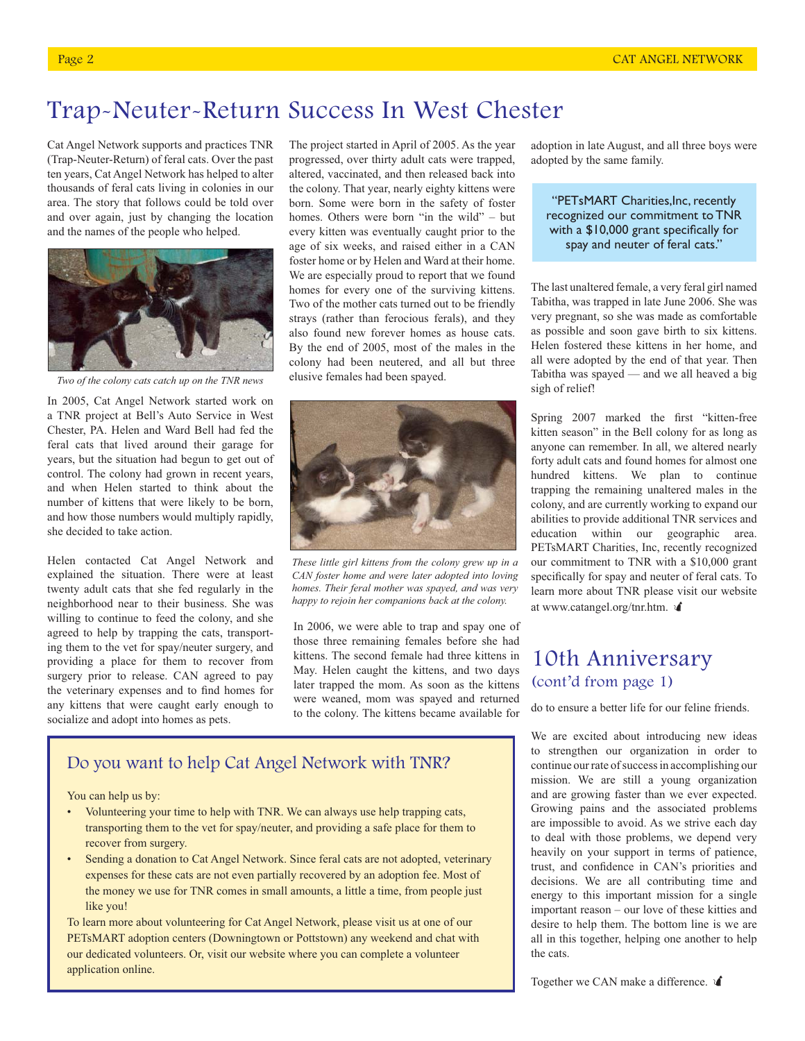# Trap-Neuter-Return Success In West Chester

Cat Angel Network supports and practices TNR (Trap-Neuter-Return) of feral cats. Over the past ten years, Cat Angel Network has helped to alter thousands of feral cats living in colonies in our area. The story that follows could be told over and over again, just by changing the location and the names of the people who helped.

*Two of the colony cats catch up on the TNR news*

In 2005, Cat Angel Network started work on a TNR project at Bell's Auto Service in West Chester, PA. Helen and Ward Bell had fed the feral cats that lived around their garage for years, but the situation had begun to get out of control. The colony had grown in recent years, and when Helen started to think about the number of kittens that were likely to be born, and how those numbers would multiply rapidly, she decided to take action.

Helen contacted Cat Angel Network and explained the situation. There were at least twenty adult cats that she fed regularly in the neighborhood near to their business. She was willing to continue to feed the colony, and she agreed to help by trapping the cats, transporting them to the vet for spay/neuter surgery, and providing a place for them to recover from surgery prior to release. CAN agreed to pay the veterinary expenses and to find homes for any kittens that were caught early enough to socialize and adopt into homes as pets.

The project started in April of 2005. As the year progressed, over thirty adult cats were trapped, altered, vaccinated, and then released back into the colony. That year, nearly eighty kittens were born. Some were born in the safety of foster homes. Others were born "in the wild" – but every kitten was eventually caught prior to the age of six weeks, and raised either in a CAN foster home or by Helen and Ward at their home. We are especially proud to report that we found homes for every one of the surviving kittens. Two of the mother cats turned out to be friendly strays (rather than ferocious ferals), and they also found new forever homes as house cats. By the end of 2005, most of the males in the colony had been neutered, and all but three elusive females had been spayed.

*These little girl kittens from the colony grew up in a CAN foster home and were later adopted into loving homes. Their feral mother was spayed, and was very happy to rejoin her companions back at the colony.*

In 2006, we were able to trap and spay one of those three remaining females before she had kittens. The second female had three kittens in May. Helen caught the kittens, and two days later trapped the mom. As soon as the kittens were weaned, mom was spayed and returned to the colony. The kittens became available for adoption in late August, and all three boys were adopted by the same family.

> "PETsMART Charities,Inc, recently recognized our commitment to TNR with a $10,000 grant specifically for spay and neuter of feral cats."

The last unaltered female, a very feral girl named Tabitha, was trapped in late June 2006. She was very pregnant, so she was made as comfortable as possible and soon gave birth to six kittens. Helen fostered these kittens in her home, and all were adopted by the end of that year. Then Tabitha was spayed — and we all heaved a big sigh of relief!

Spring 2007 marked the first "kitten-free kitten season" in the Bell colony for as long as anyone can remember. In all, we altered nearly forty adult cats and found homes for almost one hundred kittens. We plan to continue trapping the remaining unaltered males in the colony, and are currently working to expand our abilities to provide additional TNR services and education within our geographic area. PETsMART Charities, Inc, recently recognized our commitment to TNR with a $10,000 grant specifically for spay and neuter of feral cats. To learn more about TNR please visit our website at www.catangel.org/tnr.htm.

## Do you want to help Cat Angel Network with TNR?

You can help us by:

- Volunteering your time to help with TNR. We can always use help trapping cats, transporting them to the vet for spay/neuter, and providing a safe place for them to recover from surgery.
- Sending a donation to Cat Angel Network. Since feral cats are not adopted, veterinary expenses for these cats are not even partially recovered by an adoption fee. Most of the money we use for TNR comes in small amounts, a little a time, from people just like you!

To learn more about volunteering for Cat Angel Network, please visit us at one of our PETsMART adoption centers (Downingtown or Pottstown) any weekend and chat with our dedicated volunteers. Or, visit our website where you can complete a volunteer application online.

# 10th Anniversary
## (cont'd from page 1)

do to ensure a better life for our feline friends.

We are excited about introducing new ideas to strengthen our organization in order to continue our rate of success in accomplishing our mission. We are still a young organization and are growing faster than we ever expected. Growing pains and the associated problems are impossible to avoid. As we strive each day to deal with those problems, we depend very heavily on your support in terms of patience, trust, and confidence in CAN's priorities and decisions. We are all contributing time and energy to this important mission for a single important reason – our love of these kitties and desire to help them. The bottom line is we are all in this together, helping one another to help the cats.

Together we CAN make a difference.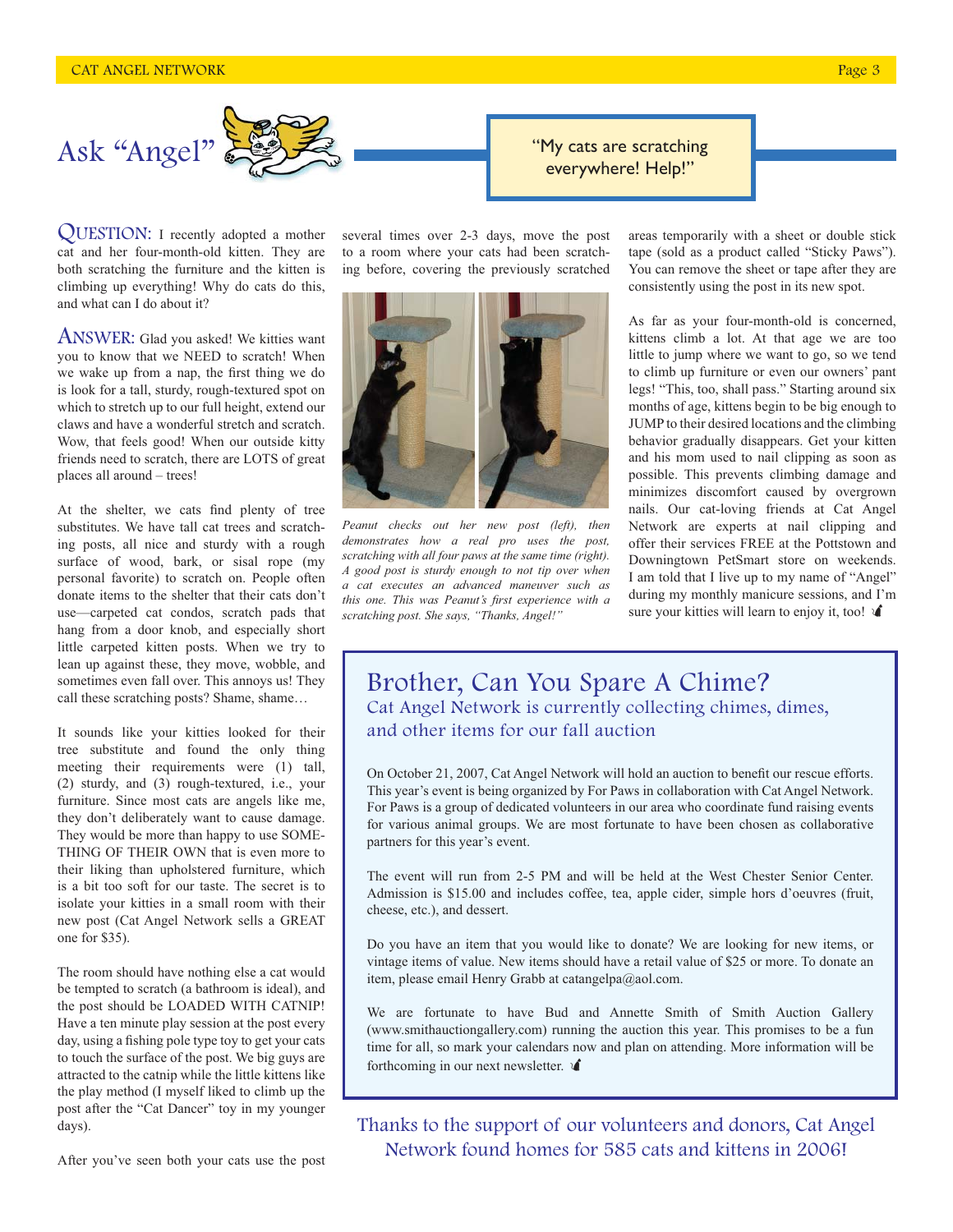# Ask "Angel"

"My cats are scratching everywhere! Help!"

**QUESTION:** I recently adopted a mother cat and her four-month-old kitten. They are both scratching the furniture and the kitten is climbing up everything! Why do cats do this, and what can I do about it?

**ANSWER:** Glad you asked! We kitties want you to know that we NEED to scratch! When we wake up from a nap, the first thing we do is look for a tall, sturdy, rough-textured spot on which to stretch up to our full height, extend our claws and have a wonderful stretch and scratch. Wow, that feels good! When our outside kitty friends need to scratch, there are LOTS of great places all around – trees!

At the shelter, we cats find plenty of tree substitutes. We have tall cat trees and scratching posts, all nice and sturdy with a rough surface of wood, bark, or sisal rope (my personal favorite) to scratch on. People often donate items to the shelter that their cats don't use—carpeted cat condos, scratch pads that hang from a door knob, and especially short little carpeted kitten posts. When we try to lean up against these, they move, wobble, and sometimes even fall over. This annoys us! They call these scratching posts? Shame, shame…

It sounds like your kitties looked for their tree substitute and found the only thing meeting their requirements were (1) tall, (2) sturdy, and (3) rough-textured, i.e., your furniture. Since most cats are angels like me, they don't deliberately want to cause damage. They would be more than happy to use SOMETHING OF THEIR OWN that is even more to their liking than upholstered furniture, which is a bit too soft for our taste. The secret is to isolate your kitties in a small room with their new post (Cat Angel Network sells a GREAT one for $35).

The room should have nothing else a cat would be tempted to scratch (a bathroom is ideal), and the post should be LOADED WITH CATNIP! Have a ten minute play session at the post every day, using a fishing pole type toy to get your cats to touch the surface of the post. We big guys are attracted to the catnip while the little kittens like the play method (I myself liked to climb up the post after the "Cat Dancer" toy in my younger days).

After you've seen both your cats use the post several times over 2-3 days, move the post to a room where your cats had been scratching before, covering the previously scratched areas temporarily with a sheet or double stick tape (sold as a product called "Sticky Paws"). You can remove the sheet or tape after they are consistently using the post in its new spot.

*Peanut checks out her new post (left), then demonstrates how a real pro uses the post, scratching with all four paws at the same time (right). A good post is sturdy enough to not tip over when a cat executes an advanced maneuver such as this one. This was Peanut's first experience with a scratching post. She says, "Thanks, Angel!"*

As far as your four-month-old is concerned, kittens climb a lot. At that age we are too little to jump where we want to go, so we tend to climb up furniture or even our owners' pant legs! "This, too, shall pass." Starting around six months of age, kittens begin to be big enough to JUMP to their desired locations and the climbing behavior gradually disappears. Get your kitten and his mom used to nail clipping as soon as possible. This prevents climbing damage and minimizes discomfort caused by overgrown nails. Our cat-loving friends at Cat Angel Network are experts at nail clipping and offer their services FREE at the Pottstown and Downingtown PetSmart store on weekends. I am told that I live up to my name of "Angel" during my monthly manicure sessions, and I'm sure your kitties will learn to enjoy it, too!

## Brother, Can You Spare A Chime?

### Cat Angel Network is currently collecting chimes, dimes, and other items for our fall auction

On October 21, 2007, Cat Angel Network will hold an auction to benefit our rescue efforts. This year's event is being organized by For Paws in collaboration with Cat Angel Network. For Paws is a group of dedicated volunteers in our area who coordinate fund raising events for various animal groups. We are most fortunate to have been chosen as collaborative partners for this year's event.

The event will run from 2-5 PM and will be held at the West Chester Senior Center. Admission is $15.00 and includes coffee, tea, apple cider, simple hors d'oeuvres (fruit, cheese, etc.), and dessert.

Do you have an item that you would like to donate? We are looking for new items, or vintage items of value. New items should have a retail value of $25 or more. To donate an item, please email Henry Grabb at catangelpa@aol.com.

We are fortunate to have Bud and Annette Smith of Smith Auction Gallery (www.smithauctiongallery.com) running the auction this year. This promises to be a fun time for all, so mark your calendars now and plan on attending. More information will be forthcoming in our next newsletter.

Thanks to the support of our volunteers and donors, Cat Angel Network found homes for 585 cats and kittens in 2006!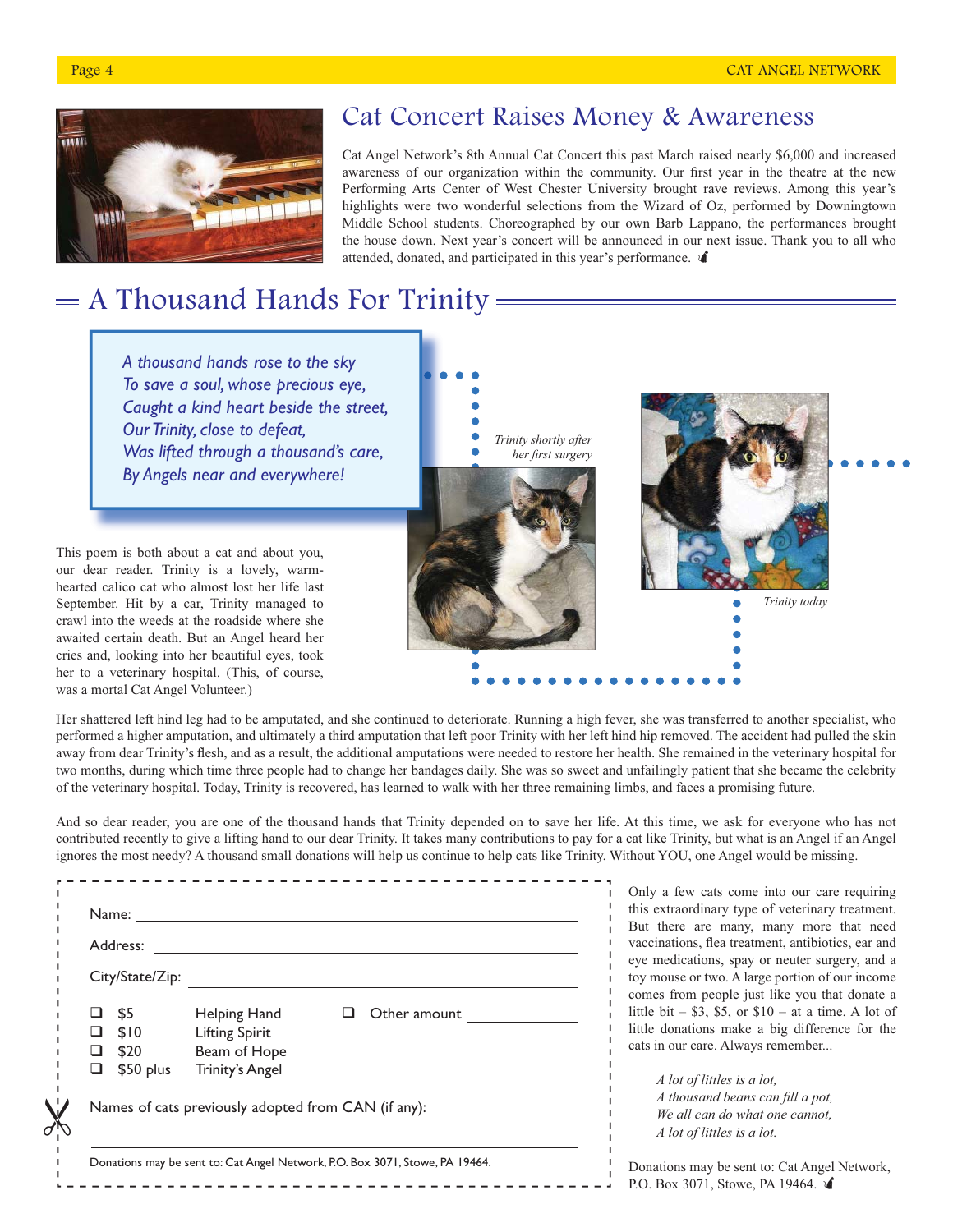## Cat Concert Raises Money & Awareness

Cat Angel Network's 8th Annual Cat Concert this past March raised nearly $6,000 and increased awareness of our organization within the community. Our first year in the theatre at the new Performing Arts Center of West Chester University brought rave reviews. Among this year's highlights were two wonderful selections from the Wizard of Oz, performed by Downingtown Middle School students. Choreographed by our own Barb Lappano, the performances brought the house down. Next year's concert will be announced in our next issue. Thank you to all who attended, donated, and participated in this year's performance.

## A Thousand Hands For Trinity

*A thousand hands rose to the sky*
*To save a soul, whose precious eye,*
*Caught a kind heart beside the street,*
*Our Trinity, close to defeat,*
*Was lifted through a thousand's care,*
*By Angels near and everywhere!*

*Trinity shortly after her first surgery*

*Trinity today*

This poem is both about a cat and about you, our dear reader. Trinity is a lovely, warm-hearted calico cat who almost lost her life last September. Hit by a car, Trinity managed to crawl into the weeds at the roadside where she awaited certain death. But an Angel heard her cries and, looking into her beautiful eyes, took her to a veterinary hospital. (This, of course, was a mortal Cat Angel Volunteer.)

Her shattered left hind leg had to be amputated, and she continued to deteriorate. Running a high fever, she was transferred to another specialist, who performed a higher amputation, and ultimately a third amputation that left poor Trinity with her left hind hip removed. The accident had pulled the skin away from dear Trinity's flesh, and as a result, the additional amputations were needed to restore her health. She remained in the veterinary hospital for two months, during which time three people had to change her bandages daily. She was so sweet and unfailingly patient that she became the celebrity of the veterinary hospital. Today, Trinity is recovered, has learned to walk with her three remaining limbs, and faces a promising future.

And so dear reader, you are one of the thousand hands that Trinity depended on to save her life. At this time, we ask for everyone who has not contributed recently to give a lifting hand to our dear Trinity. It takes many contributions to pay for a cat like Trinity, but what is an Angel if an Angel ignores the most needy? A thousand small donations will help us continue to help cats like Trinity. Without YOU, one Angel would be missing.

Name: ______________________________

Address: ______________________________

City/State/Zip: ______________________________

- ❑ $5 — Helping Hand
- ❑ $10 — Lifting Spirit
- ❑ $20 — Beam of Hope
- ❑ $50 plus — Trinity's Angel
- ❑ Other amount ____________

Names of cats previously adopted from CAN (if any):

______________________________

Donations may be sent to: Cat Angel Network, P.O. Box 3071, Stowe, PA 19464.

Only a few cats come into our care requiring this extraordinary type of veterinary treatment. But there are many, many more that need vaccinations, flea treatment, antibiotics, ear and eye medications, spay or neuter surgery, and a toy mouse or two. A large portion of our income comes from people just like you that donate a little bit – $3, $5, or $10 – at a time. A lot of little donations make a big difference for the cats in our care. Always remember...

*A lot of littles is a lot,*
*A thousand beans can fill a pot,*
*We all can do what one cannot,*
*A lot of littles is a lot.*

Donations may be sent to: Cat Angel Network, P.O. Box 3071, Stowe, PA 19464.